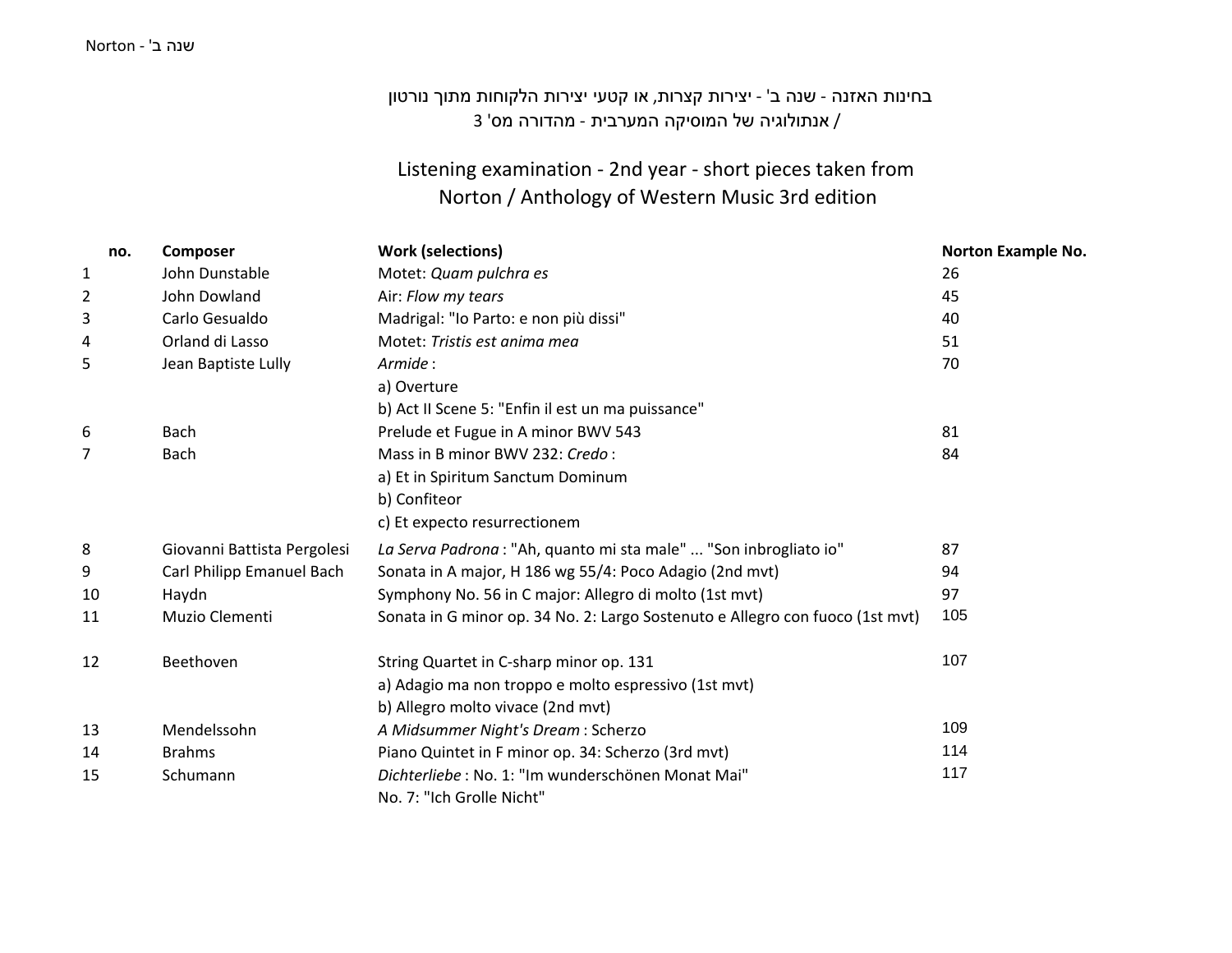בחינות האזנה - שנה ב' - יצירות קצרות, או קטעי יצירות הלקוחות מתוך נורטון / אנתולוגיה של המוסיקה המערבית - מהדורה מס' 3

## Listening examination - 2nd year - short pieces taken from Norton / Anthology of Western Music 3rd edition

| no. | Composer | Work (selections) | Norton Example No. |
|---|---|---|---|
| 1 | John Dunstable | Motet: *Quam pulchra es* | 26 |
| 2 | John Dowland | Air: *Flow my tears* | 45 |
| 3 | Carlo Gesualdo | Madrigal: "Io Parto: e non più dissi" | 40 |
| 4 | Orland di Lasso | Motet: *Tristis est anima mea* | 51 |
| 5 | Jean Baptiste Lully | *Armide* : | 70 |
| | | a) Overture | |
| | | b) Act II Scene 5: "Enfin il est un ma puissance" | |
| 6 | Bach | Prelude et Fugue in A minor BWV 543 | 81 |
| 7 | Bach | Mass in B minor BWV 232: *Credo* : | 84 |
| | | a) Et in Spiritum Sanctum Dominum | |
| | | b) Confiteor | |
| | | c) Et expecto resurrectionem | |
| 8 | Giovanni Battista Pergolesi | *La Serva Padrona* : "Ah, quanto mi sta male" ... "Son inbrogliato io" | 87 |
| 9 | Carl Philipp Emanuel Bach | Sonata in A major, H 186 wg 55/4: Poco Adagio (2nd mvt) | 94 |
| 10 | Haydn | Symphony No. 56 in C major: Allegro di molto (1st mvt) | 97 |
| 11 | Muzio Clementi | Sonata in G minor op. 34 No. 2: Largo Sostenuto e Allegro con fuoco (1st mvt) | 105 |
| 12 | Beethoven | String Quartet in C-sharp minor op. 131 | 107 |
| | | a) Adagio ma non troppo e molto espressivo (1st mvt) | |
| | | b) Allegro molto vivace (2nd mvt) | |
| 13 | Mendelssohn | *A Midsummer Night's Dream* : Scherzo | 109 |
| 14 | Brahms | Piano Quintet in F minor op. 34: Scherzo (3rd mvt) | 114 |
| 15 | Schumann | *Dichterliebe* : No. 1: "Im wunderschönen Monat Mai" | 117 |
| | | No. 7: "Ich Grolle Nicht" | |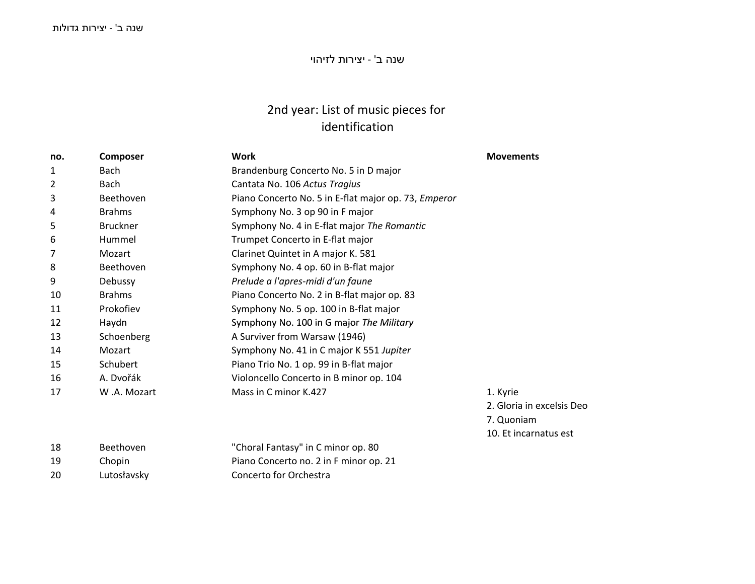שנה ב' - יצירות לזיהוי

## 2nd year: List of music pieces for identification

| no. | Composer | Work | Movements |
|---|---|---|---|
| 1 | Bach | Brandenburg Concerto No. 5 in D major | |
| 2 | Bach | Cantata No. 106 *Actus Tragius* | |
| 3 | Beethoven | Piano Concerto No. 5 in E-flat major op. 73, *Emperor* | |
| 4 | Brahms | Symphony No. 3 op 90 in F major | |
| 5 | Bruckner | Symphony No. 4 in E-flat major *The Romantic* | |
| 6 | Hummel | Trumpet Concerto in E-flat major | |
| 7 | Mozart | Clarinet Quintet in A major K. 581 | |
| 8 | Beethoven | Symphony No. 4 op. 60 in B-flat major | |
| 9 | Debussy | *Prelude a l'apres-midi d'un faune* | |
| 10 | Brahms | Piano Concerto No. 2 in B-flat major op. 83 | |
| 11 | Prokofiev | Symphony No. 5 op. 100 in B-flat major | |
| 12 | Haydn | Symphony No. 100 in G major *The Military* | |
| 13 | Schoenberg | A Surviver from Warsaw (1946) | |
| 14 | Mozart | Symphony No. 41 in C major K 551 *Jupiter* | |
| 15 | Schubert | Piano Trio No. 1 op. 99 in B-flat major | |
| 16 | A. Dvořák | Violoncello Concerto in B minor op. 104 | |
| 17 | W .A. Mozart | Mass in C minor K.427 | 1. Kyrie<br>2. Gloria in excelsis Deo<br>7. Quoniam<br>10. Et incarnatus est |
| 18 | Beethoven | "Choral Fantasy" in C minor op. 80 | |
| 19 | Chopin | Piano Concerto no. 2 in F minor op. 21 | |
| 20 | Lutosłavsky | Concerto for Orchestra | |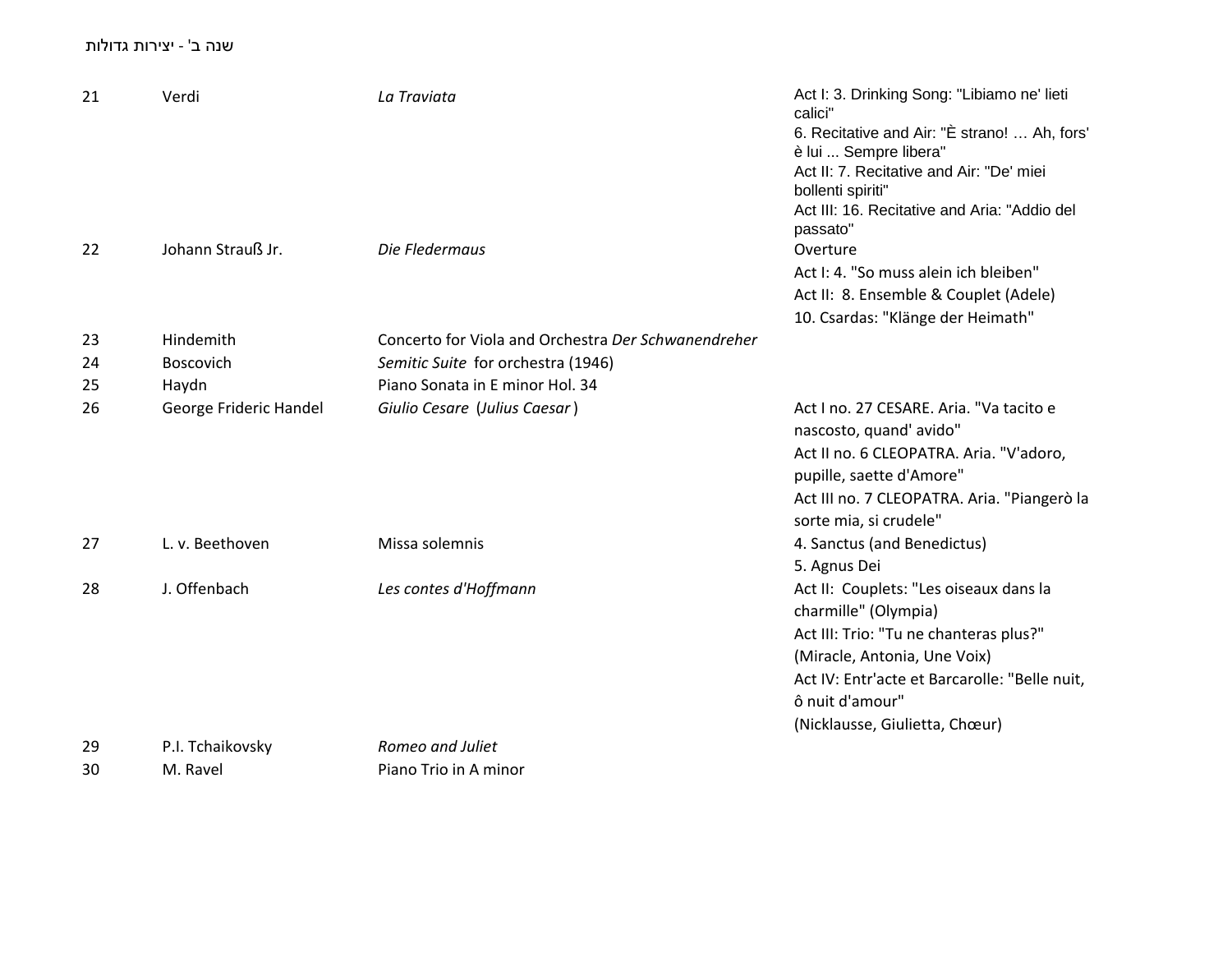שנה ב' - יצירות גדולות

| | | | |
|---|---|---|---|
| 21 | Verdi | *La Traviata* | Act I: 3. Drinking Song: "Libiamo ne' lieti calici"<br>6. Recitative and Air: "È strano! … Ah, fors' è lui ... Sempre libera"<br>Act II: 7. Recitative and Air: "De' miei bollenti spiriti"<br>Act III: 16. Recitative and Aria: "Addio del passato" |
| 22 | Johann Strauß Jr. | *Die Fledermaus* | Overture<br>Act I: 4. "So muss alein ich bleiben"<br>Act II: 8. Ensemble & Couplet (Adele)<br>10. Csardas: "Klänge der Heimath" |
| 23 | Hindemith | Concerto for Viola and Orchestra *Der Schwanendreher* | |
| 24 | Boscovich | *Semitic Suite* for orchestra (1946) | |
| 25 | Haydn | Piano Sonata in E minor Hol. 34 | |
| 26 | George Frideric Handel | *Giulio Cesare* (*Julius Caesar*) | Act I no. 27 CESARE. Aria. "Va tacito e nascosto, quand' avido"<br>Act II no. 6 CLEOPATRA. Aria. "V'adoro, pupille, saette d'Amore"<br>Act III no. 7 CLEOPATRA. Aria. "Piangerò la sorte mia, si crudele" |
| 27 | L. v. Beethoven | Missa solemnis | 4. Sanctus (and Benedictus)<br>5. Agnus Dei |
| 28 | J. Offenbach | *Les contes d'Hoffmann* | Act II: Couplets: "Les oiseaux dans la charmille" (Olympia)<br>Act III: Trio: "Tu ne chanteras plus?" (Miracle, Antonia, Une Voix)<br>Act IV: Entr'acte et Barcarolle: "Belle nuit, ô nuit d'amour"<br>(Nicklausse, Giulietta, Chœur) |
| 29 | P.I. Tchaikovsky | *Romeo and Juliet* | |
| 30 | M. Ravel | Piano Trio in A minor | |